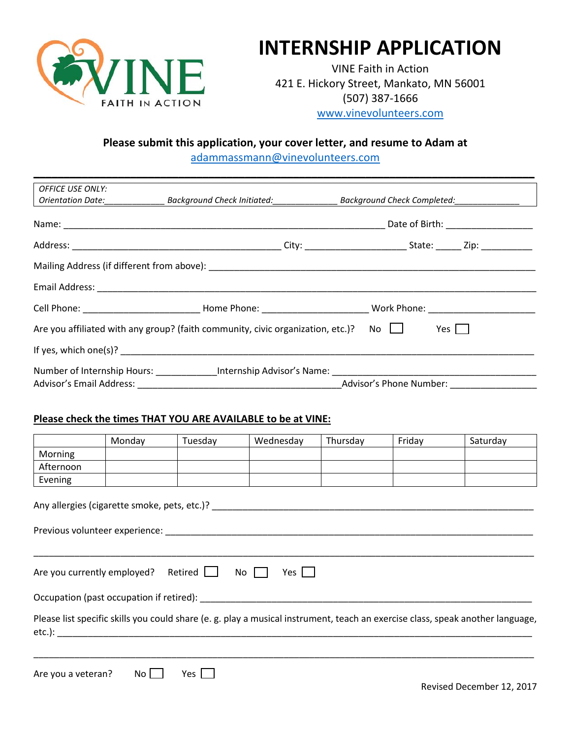# INTERNSHIP APPLICATION

VINE Faith in Action
421 E. Hickory Street, Mankato, MN 56001
(507) 387-1666
www.vinevolunteers.com

**Please submit this application, your cover letter, and resume to Adam at**
adammassmann@vinevolunteers.com

---

*OFFICE USE ONLY:*
*Orientation Date:____________ Background Check Initiated:_____________ Background Check Completed:_____________*

Name: _______________________________________________________________ Date of Birth: _________________

Address: __________________________________________ City: ____________________ State: _____ Zip: __________

Mailing Address (if different from above): _______________________________________________________________

Email Address: _______________________________________________________________________________________

Cell Phone: _______________________ Home Phone: ____________________ Work Phone: _____________________

Are you affiliated with any group? (faith community, civic organization, etc.)? No ☐ Yes ☐

If yes, which one(s)? ___________________________________________________________________________________

Number of Internship Hours: ____________Internship Advisor's Name: _______________________________________
Advisor's Email Address: ________________________________________Advisor's Phone Number: _________________

**Please check the times THAT YOU ARE AVAILABLE to be at VINE:**

| | Monday | Tuesday | Wednesday | Thursday | Friday | Saturday |
|---|---|---|---|---|---|---|
| Morning | | | | | | |
| Afternoon | | | | | | |
| Evening | | | | | | |

Any allergies (cigarette smoke, pets, etc.)? ____________________________________________________________

Previous volunteer experience: ______________________________________________________________________

_____________________________________________________________________________________________________

Are you currently employed? Retired ☐ No ☐ Yes ☐

Occupation (past occupation if retired): _______________________________________________________________

Please list specific skills you could share (e. g. play a musical instrument, teach an exercise class, speak another language, etc.): _____________________________________________________________________________________

_____________________________________________________________________________________________________

Are you a veteran? No ☐ Yes ☐

Revised December 12, 2017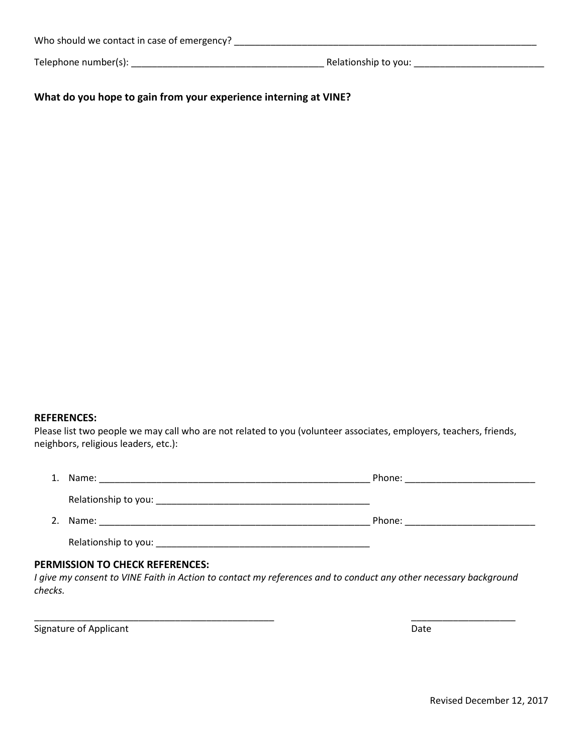Who should we contact in case of emergency? ______________________________________________________________

Telephone number(s): _____________________________________ Relationship to you: _________________________

**What do you hope to gain from your experience interning at VINE?**

**REFERENCES:**

Please list two people we may call who are not related to you (volunteer associates, employers, teachers, friends, neighbors, religious leaders, etc.):

1. Name: ____________________________________________________ Phone: _________________________

   Relationship to you: _________________________________________

2. Name: ____________________________________________________ Phone: _________________________

   Relationship to you: _________________________________________

**PERMISSION TO CHECK REFERENCES:**

*I give my consent to VINE Faith in Action to contact my references and to conduct any other necessary background checks.*

_______________________________________________ ____________________

Signature of Applicant Date

Revised December 12, 2017